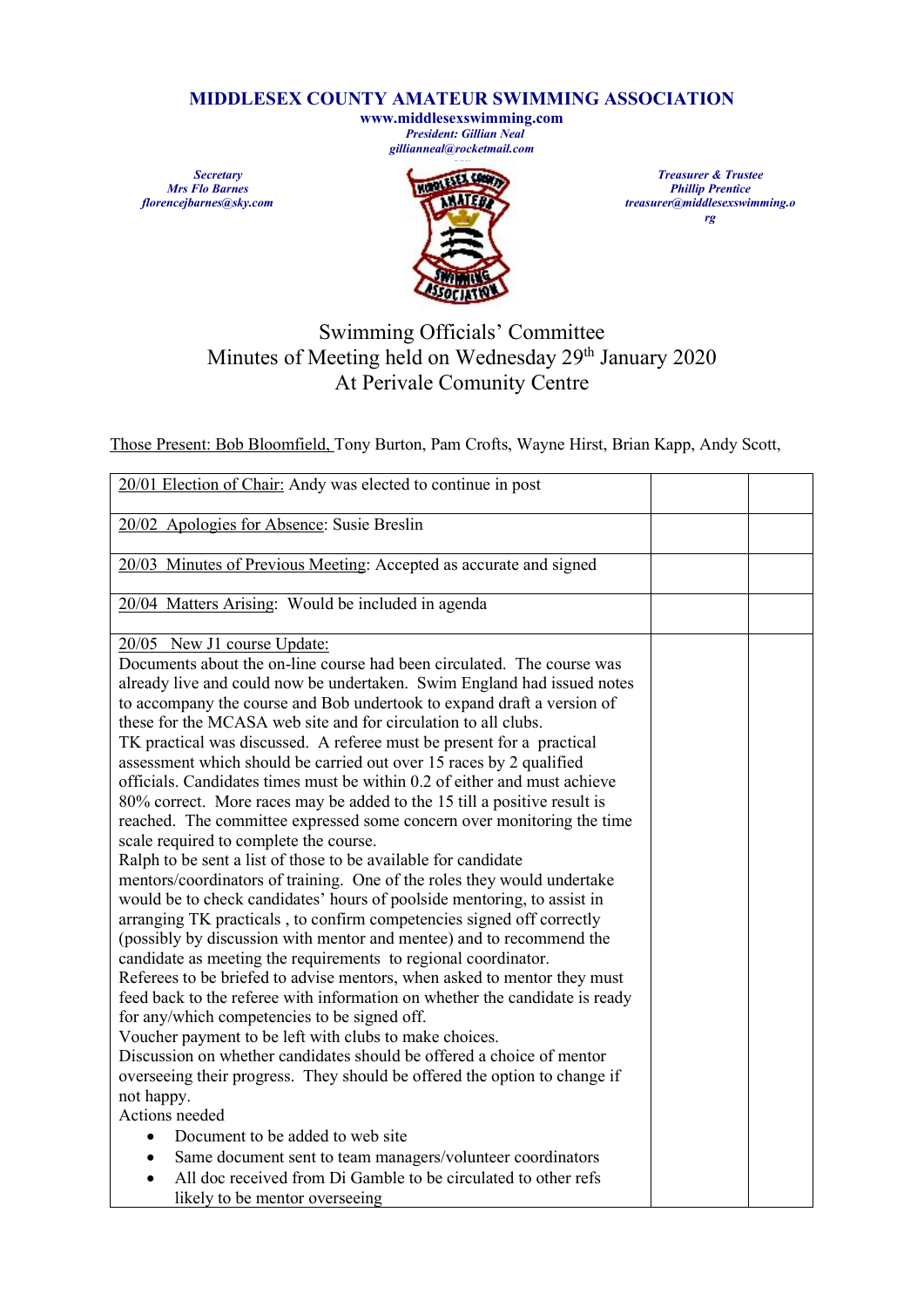# MIDDLESEX COUNTY AMATEUR SWIMMING ASSOCIATION

**www.middlesexswimming.com**

*President: Gillian Neal*
*gillianneal@rocketmail.com*

*Secretary*
*Mrs Flo Barnes*
*florencejbarnes@sky.com*

*Treasurer & Trustee*
*Phillip Prentice*
*treasurer@middlesexswimming.org*

## Swimming Officials' Committee
## Minutes of Meeting held on Wednesday 29th January 2020
## At Perivale Comunity Centre

Those Present: Bob Bloomfield, Tony Burton, Pam Crofts, Wayne Hirst, Brian Kapp, Andy Scott,

| | | |
|---|---|---|
| 20/01 Election of Chair: Andy was elected to continue in post | | |
| 20/02 Apologies for Absence: Susie Breslin | | |
| 20/03 Minutes of Previous Meeting: Accepted as accurate and signed | | |
| 20/04 Matters Arising: Would be included in agenda | | |
| 20/05 New J1 course Update:<br>Documents about the on-line course had been circulated. The course was already live and could now be undertaken. Swim England had issued notes to accompany the course and Bob undertook to expand draft a version of these for the MCASA web site and for circulation to all clubs.<br>TK practical was discussed. A referee must be present for a practical assessment which should be carried out over 15 races by 2 qualified officials. Candidates times must be within 0.2 of either and must achieve 80% correct. More races may be added to the 15 till a positive result is reached. The committee expressed some concern over monitoring the time scale required to complete the course.<br>Ralph to be sent a list of those to be available for candidate mentors/coordinators of training. One of the roles they would undertake would be to check candidates' hours of poolside mentoring, to assist in arranging TK practicals , to confirm competencies signed off correctly (possibly by discussion with mentor and mentee) and to recommend the candidate as meeting the requirements to regional coordinator.<br>Referees to be briefed to advise mentors, when asked to mentor they must feed back to the referee with information on whether the candidate is ready for any/which competencies to be signed off.<br>Voucher payment to be left with clubs to make choices.<br>Discussion on whether candidates should be offered a choice of mentor overseeing their progress. They should be offered the option to change if not happy.<br>Actions needed<br>• Document to be added to web site<br>• Same document sent to team managers/volunteer coordinators<br>• All doc received from Di Gamble to be circulated to other refs likely to be mentor overseeing | | |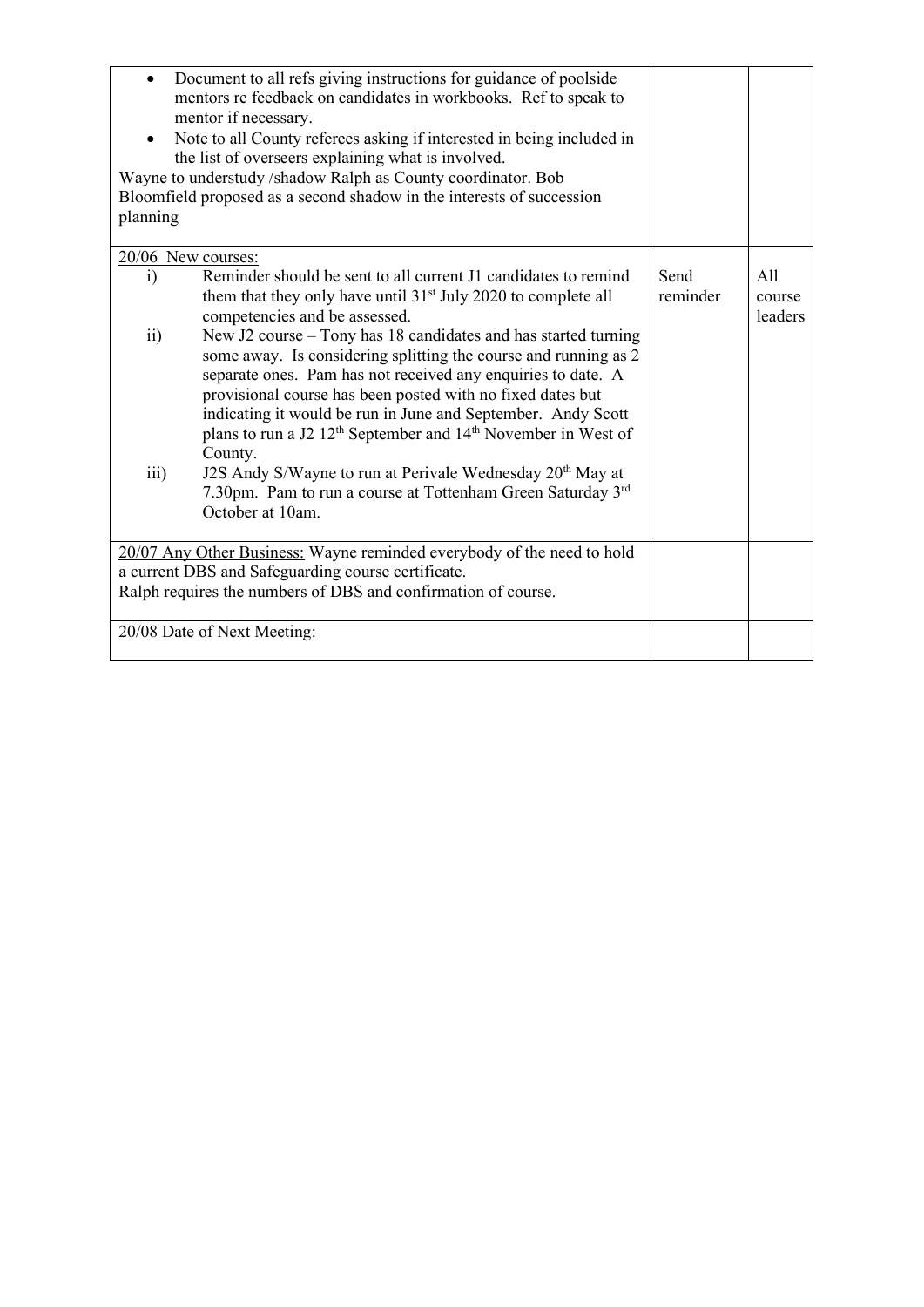| | | |
|---|---|---|
| • Document to all refs giving instructions for guidance of poolside mentors re feedback on candidates in workbooks. Ref to speak to mentor if necessary.<br>• Note to all County referees asking if interested in being included in the list of overseers explaining what is involved.<br>Wayne to understudy /shadow Ralph as County coordinator. Bob Bloomfield proposed as a second shadow in the interests of succession planning | | |
| 20/06 New courses:<br>i) Reminder should be sent to all current J1 candidates to remind them that they only have until 31st July 2020 to complete all competencies and be assessed.<br>ii) New J2 course – Tony has 18 candidates and has started turning some away. Is considering splitting the course and running as 2 separate ones. Pam has not received any enquiries to date. A provisional course has been posted with no fixed dates but indicating it would be run in June and September. Andy Scott plans to run a J2 12th September and 14th November in West of County.<br>iii) J2S Andy S/Wayne to run at Perivale Wednesday 20th May at 7.30pm. Pam to run a course at Tottenham Green Saturday 3rd October at 10am. | Send reminder | All course leaders |
| 20/07 Any Other Business: Wayne reminded everybody of the need to hold a current DBS and Safeguarding course certificate.<br>Ralph requires the numbers of DBS and confirmation of course. | | |
| 20/08 Date of Next Meeting: | | |